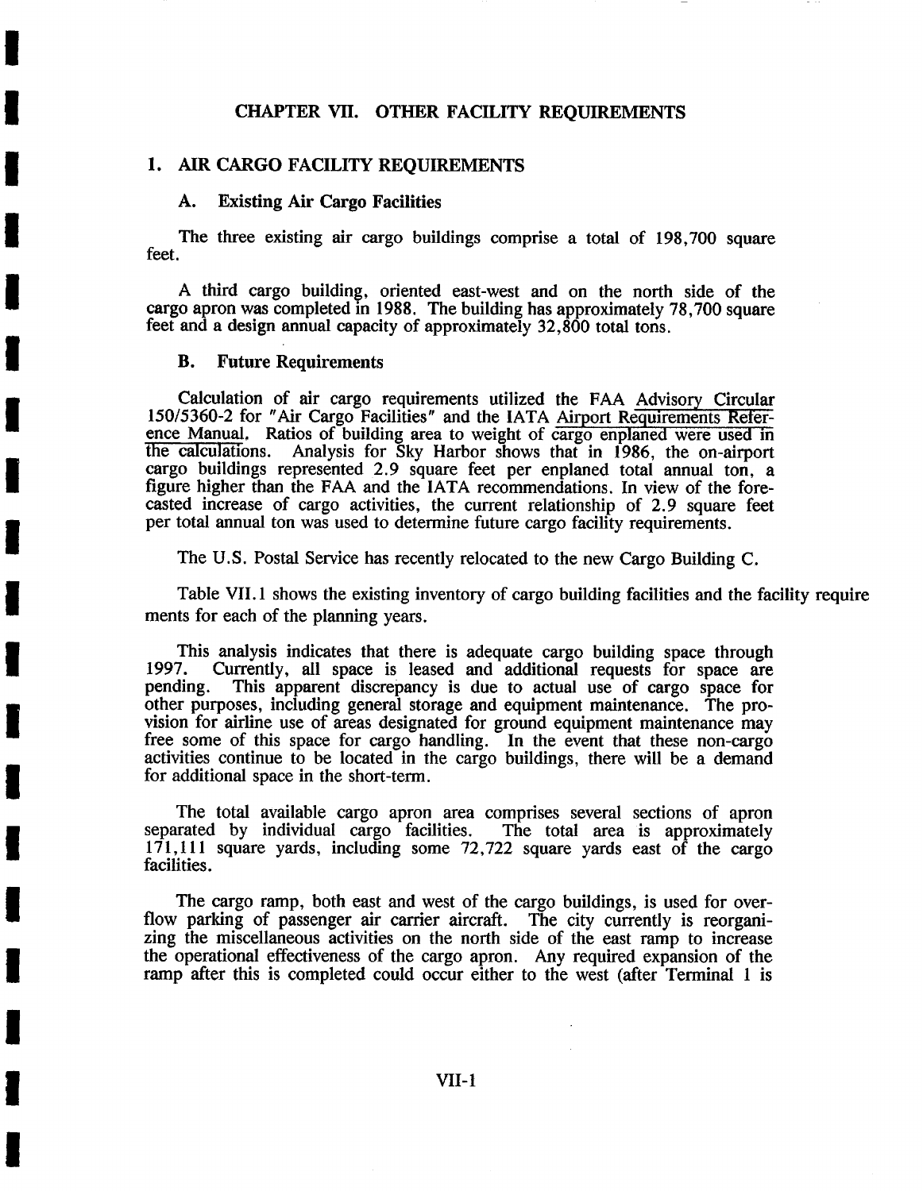# CHAPTER VII. OTHER FACILITY REQUIREMENTS

## 1. AIR CARGO FACILITY REQUIREMENTS

### A. Existing Air Cargo Facilities

The three existing air cargo buildings comprise a total of 198,700 square feet.

A third cargo building, oriented east-west and on the north side of the cargo apron was completed in 1988. The building has approximately 78,700 square feet and a design annual capacity of approximately 32,800 total tons.

### B. Future Requirements

Calculation of air cargo requirements utilized the FAA Advisory Circular 150/5360-2 for "Air Cargo Facilities" and the IATA Airport Requirements Reference Manual. Ratios of building area to weight of cargo enplaned were used in the calculations. Analysis for Sky Harbor shows that in 1986, the on-airport cargo buildings represented 2.9 square feet per enplaned total annual ton, a figure higher than the FAA and the IATA recommendations. In view of the forecasted increase of cargo activities, the current relationship of 2.9 square feet per total annual ton was used to determine future cargo facility requirements.

The U.S. Postal Service has recently relocated to the new Cargo Building C.

Table VII.1 shows the existing inventory of cargo building facilities and the facility requirements for each of the planning years.

This analysis indicates that there is adequate cargo building space through 1997. Currently, all space is leased and additional requests for space are pending. This apparent discrepancy is due to actual use of cargo space for other purposes, including general storage and equipment maintenance. The provision for airline use of areas designated for ground equipment maintenance may free some of this space for cargo handling. In the event that these non-cargo activities continue to be located in the cargo buildings, there will be a demand for additional space in the short-term.

The total available cargo apron area comprises several sections of apron separated by individual cargo facilities. The total area is approximately 171,111 square yards, including some 72,722 square yards east of the cargo facilities.

The cargo ramp, both east and west of the cargo buildings, is used for overflow parking of passenger air carrier aircraft. The city currently is reorganizing the miscellaneous activities on the north side of the east ramp to increase the operational effectiveness of the cargo apron. Any required expansion of the ramp after this is completed could occur either to the west (after Terminal 1 is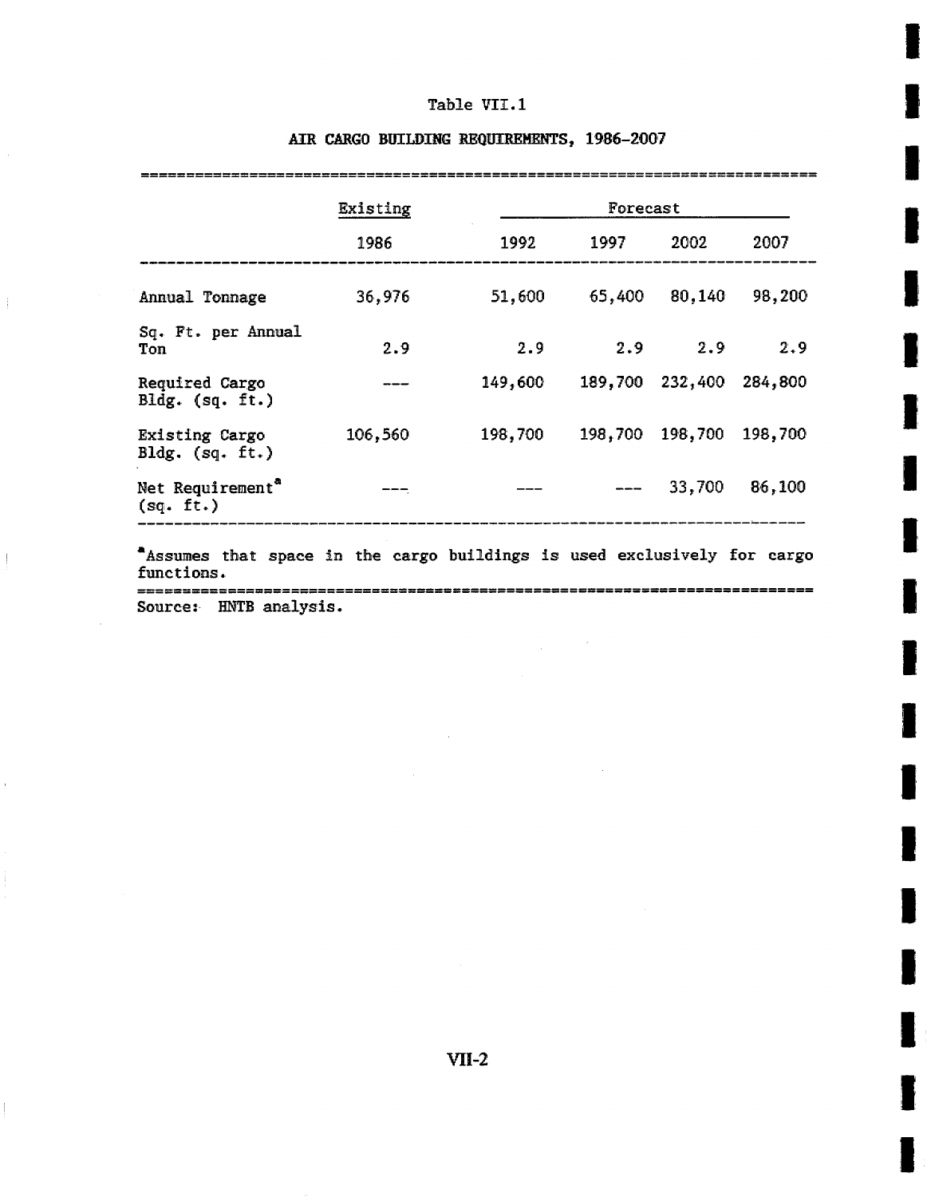Table VII.1

## AIR CARGO BUILDING REQUIREMENTS, 1986-2007

| | Existing | Forecast | | | |
|---|---|---|---|---|---|
| | 1986 | 1992 | 1997 | 2002 | 2007 |
| Annual Tonnage | 36,976 | 51,600 | 65,400 | 80,140 | 98,200 |
| Sq. Ft. per Annual Ton | 2.9 | 2.9 | 2.9 | 2.9 | 2.9 |
| Required Cargo Bldg. (sq. ft.) | --- | 149,600 | 189,700 | 232,400 | 284,800 |
| Existing Cargo Bldg. (sq. ft.) | 106,560 | 198,700 | 198,700 | 198,700 | 198,700 |
| Net Requirement[a] (sq. ft.) | --- | --- | --- | 33,700 | 86,100 |

[a]Assumes that space in the cargo buildings is used exclusively for cargo functions.

Source: HNTB analysis.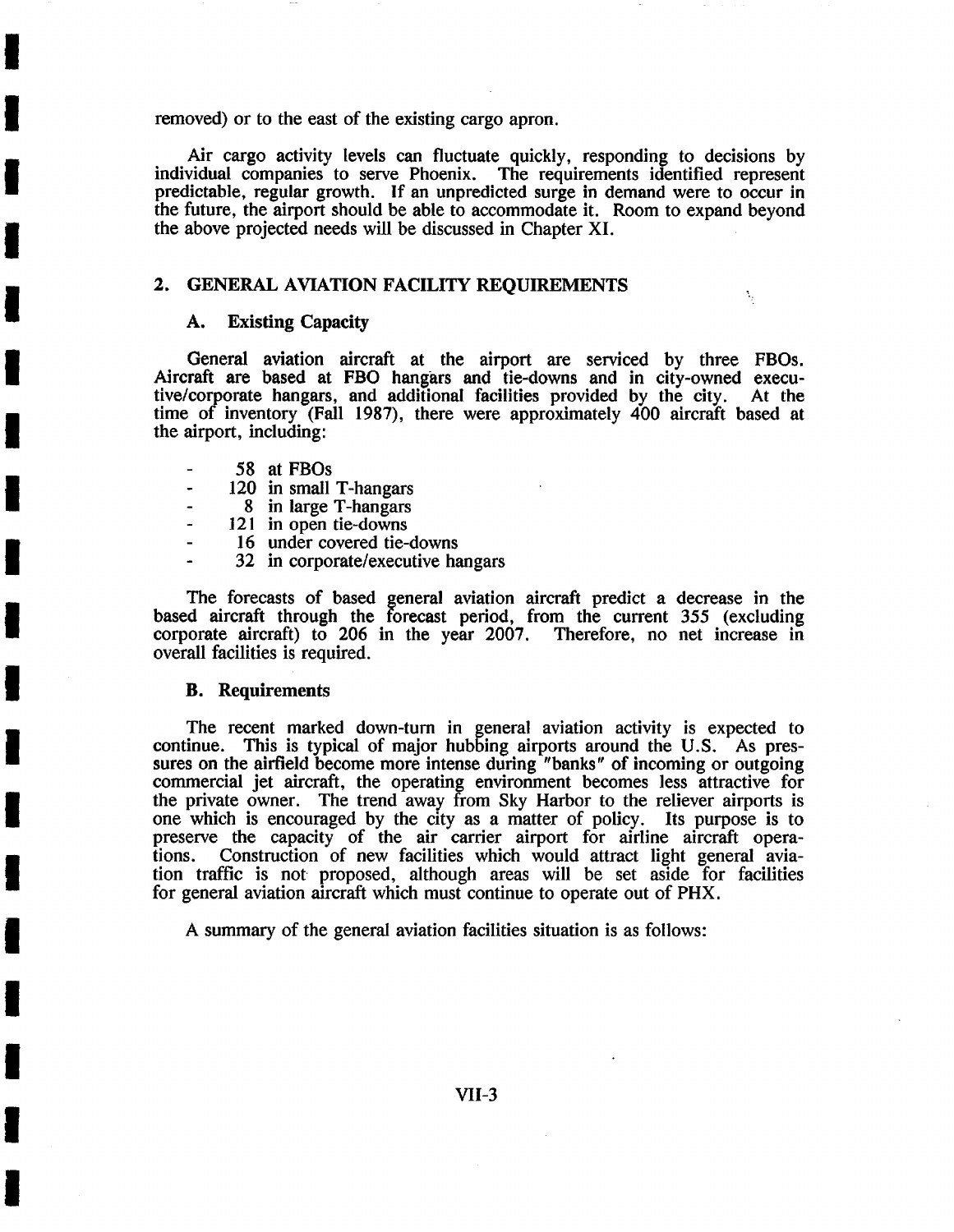removed) or to the east of the existing cargo apron.

Air cargo activity levels can fluctuate quickly, responding to decisions by individual companies to serve Phoenix. The requirements identified represent predictable, regular growth. If an unpredicted surge in demand were to occur in the future, the airport should be able to accommodate it. Room to expand beyond the above projected needs will be discussed in Chapter XI.

## 2. GENERAL AVIATION FACILITY REQUIREMENTS

### A. Existing Capacity

General aviation aircraft at the airport are serviced by three FBOs. Aircraft are based at FBO hangars and tie-downs and in city-owned executive/corporate hangars, and additional facilities provided by the city. At the time of inventory (Fall 1987), there were approximately 400 aircraft based at the airport, including:

- 58 at FBOs
- 120 in small T-hangars
- 8 in large T-hangars
- 121 in open tie-downs
- 16 under covered tie-downs
- 32 in corporate/executive hangars

The forecasts of based general aviation aircraft predict a decrease in the based aircraft through the forecast period, from the current 355 (excluding corporate aircraft) to 206 in the year 2007. Therefore, no net increase in overall facilities is required.

### B. Requirements

The recent marked down-turn in general aviation activity is expected to continue. This is typical of major hubbing airports around the U.S. As pressures on the airfield become more intense during "banks" of incoming or outgoing commercial jet aircraft, the operating environment becomes less attractive for the private owner. The trend away from Sky Harbor to the reliever airports is one which is encouraged by the city as a matter of policy. Its purpose is to preserve the capacity of the air carrier airport for airline aircraft operations. Construction of new facilities which would attract light general aviation traffic is not proposed, although areas will be set aside for facilities for general aviation aircraft which must continue to operate out of PHX.

A summary of the general aviation facilities situation is as follows: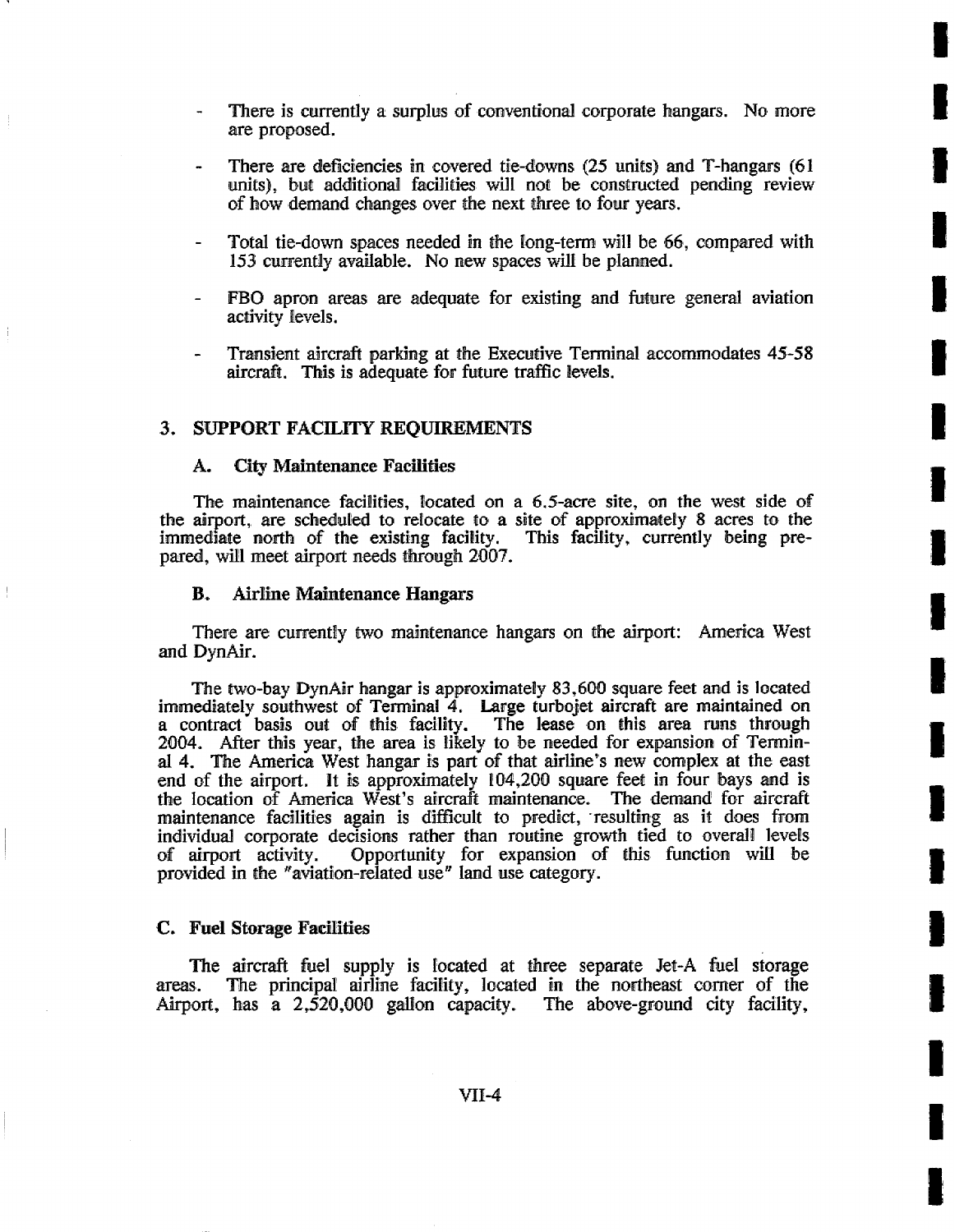- There is currently a surplus of conventional corporate hangars. No more are proposed.

- There are deficiencies in covered tie-downs (25 units) and T-hangars (61 units), but additional facilities will not be constructed pending review of how demand changes over the next three to four years.

- Total tie-down spaces needed in the long-term will be 66, compared with 153 currently available. No new spaces will be planned.

- FBO apron areas are adequate for existing and future general aviation activity levels.

- Transient aircraft parking at the Executive Terminal accommodates 45-58 aircraft. This is adequate for future traffic levels.

## 3. SUPPORT FACILITY REQUIREMENTS

### A. City Maintenance Facilities

The maintenance facilities, located on a 6.5-acre site, on the west side of the airport, are scheduled to relocate to a site of approximately 8 acres to the immediate north of the existing facility. This facility, currently being prepared, will meet airport needs through 2007.

### B. Airline Maintenance Hangars

There are currently two maintenance hangars on the airport: America West and DynAir.

The two-bay DynAir hangar is approximately 83,600 square feet and is located immediately southwest of Terminal 4. Large turbojet aircraft are maintained on a contract basis out of this facility. The lease on this area runs through 2004. After this year, the area is likely to be needed for expansion of Terminal 4. The America West hangar is part of that airline's new complex at the east end of the airport. It is approximately 104,200 square feet in four bays and is the location of America West's aircraft maintenance. The demand for aircraft maintenance facilities again is difficult to predict, resulting as it does from individual corporate decisions rather than routine growth tied to overall levels of airport activity. Opportunity for expansion of this function will be provided in the "aviation-related use" land use category.

### C. Fuel Storage Facilities

The aircraft fuel supply is located at three separate Jet-A fuel storage areas. The principal airline facility, located in the northeast corner of the Airport, has a 2,520,000 gallon capacity. The above-ground city facility,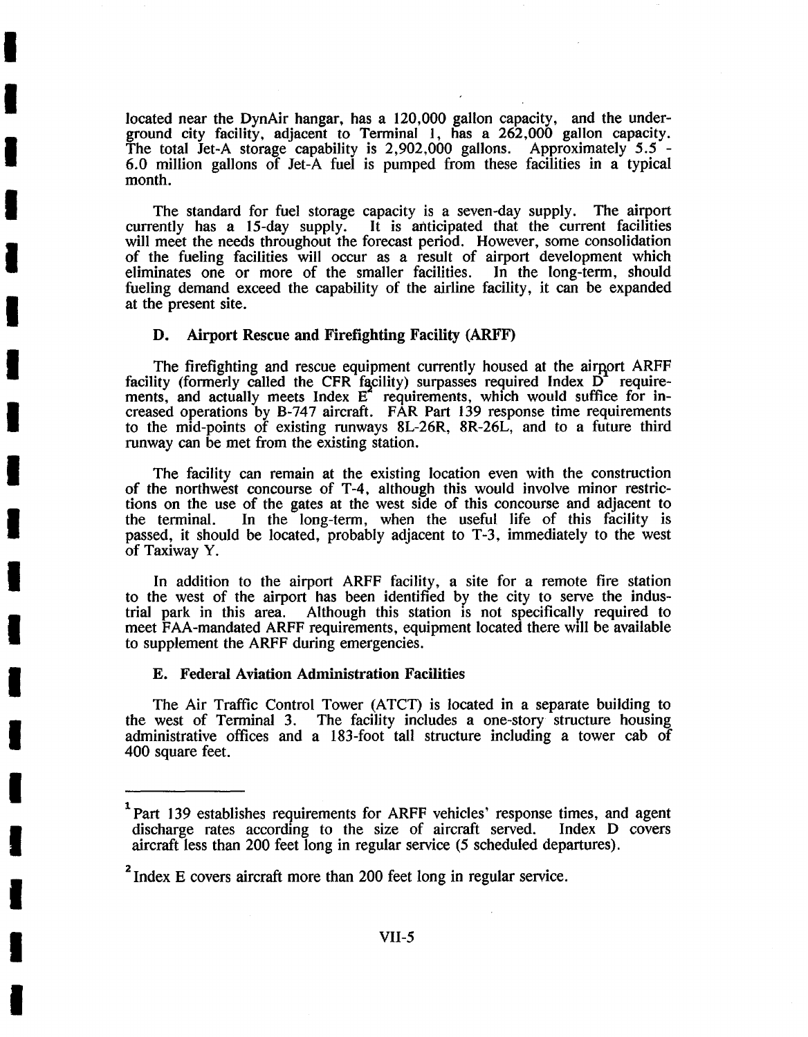located near the DynAir hangar, has a 120,000 gallon capacity, and the underground city facility, adjacent to Terminal 1, has a 262,000 gallon capacity. The total Jet-A storage capability is 2,902,000 gallons. Approximately 5.5 - 6.0 million gallons of Jet-A fuel is pumped from these facilities in a typical month.

The standard for fuel storage capacity is a seven-day supply. The airport currently has a 15-day supply. It is anticipated that the current facilities will meet the needs throughout the forecast period. However, some consolidation of the fueling facilities will occur as a result of airport development which eliminates one or more of the smaller facilities. In the long-term, should fueling demand exceed the capability of the airline facility, it can be expanded at the present site.

### D. Airport Rescue and Firefighting Facility (ARFF)

The firefighting and rescue equipment currently housed at the airport ARFF facility (formerly called the CFR facility) surpasses required Index D[1] requirements, and actually meets Index E[2] requirements, which would suffice for increased operations by B-747 aircraft. FAR Part 139 response time requirements to the mid-points of existing runways 8L-26R, 8R-26L, and to a future third runway can be met from the existing station.

The facility can remain at the existing location even with the construction of the northwest concourse of T-4, although this would involve minor restrictions on the use of the gates at the west side of this concourse and adjacent to the terminal. In the long-term, when the useful life of this facility is passed, it should be located, probably adjacent to T-3, immediately to the west of Taxiway Y.

In addition to the airport ARFF facility, a site for a remote fire station to the west of the airport has been identified by the city to serve the industrial park in this area. Although this station is not specifically required to meet FAA-mandated ARFF requirements, equipment located there will be available to supplement the ARFF during emergencies.

### E. Federal Aviation Administration Facilities

The Air Traffic Control Tower (ATCT) is located in a separate building to the west of Terminal 3. The facility includes a one-story structure housing administrative offices and a 183-foot tall structure including a tower cab of 400 square feet.

---

[1] Part 139 establishes requirements for ARFF vehicles' response times, and agent discharge rates according to the size of aircraft served. Index D covers aircraft less than 200 feet long in regular service (5 scheduled departures).

[2] Index E covers aircraft more than 200 feet long in regular service.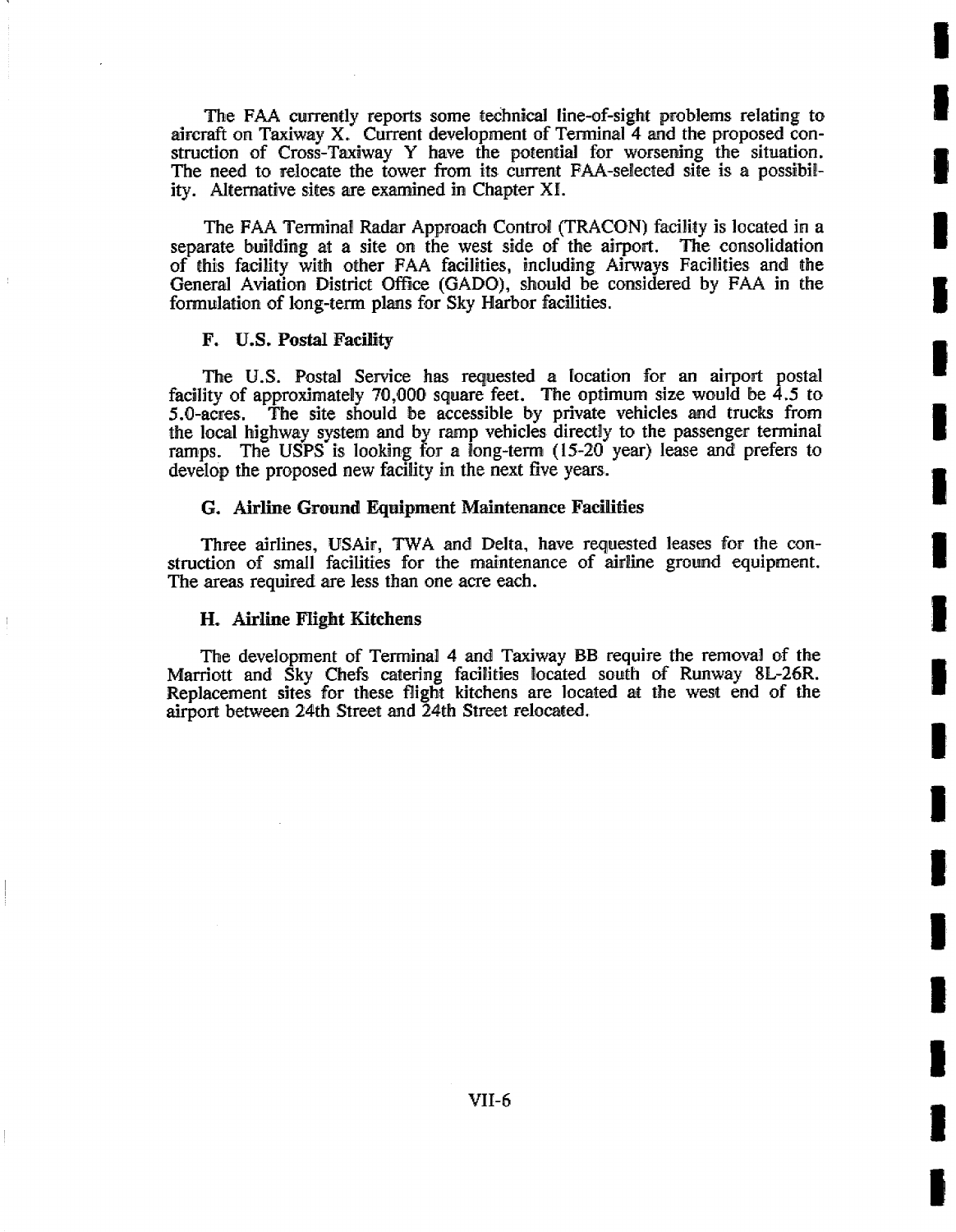The FAA currently reports some technical line-of-sight problems relating to aircraft on Taxiway X. Current development of Terminal 4 and the proposed construction of Cross-Taxiway Y have the potential for worsening the situation. The need to relocate the tower from its current FAA-selected site is a possibility. Alternative sites are examined in Chapter XI.

The FAA Terminal Radar Approach Control (TRACON) facility is located in a separate building at a site on the west side of the airport. The consolidation of this facility with other FAA facilities, including Airways Facilities and the General Aviation District Office (GADO), should be considered by FAA in the formulation of long-term plans for Sky Harbor facilities.

### F. U.S. Postal Facility

The U.S. Postal Service has requested a location for an airport postal facility of approximately 70,000 square feet. The optimum size would be 4.5 to 5.0-acres. The site should be accessible by private vehicles and trucks from the local highway system and by ramp vehicles directly to the passenger terminal ramps. The USPS is looking for a long-term (15-20 year) lease and prefers to develop the proposed new facility in the next five years.

### G. Airline Ground Equipment Maintenance Facilities

Three airlines, USAir, TWA and Delta, have requested leases for the construction of small facilities for the maintenance of airline ground equipment. The areas required are less than one acre each.

### H. Airline Flight Kitchens

The development of Terminal 4 and Taxiway BB require the removal of the Marriott and Sky Chefs catering facilities located south of Runway 8L-26R. Replacement sites for these flight kitchens are located at the west end of the airport between 24th Street and 24th Street relocated.